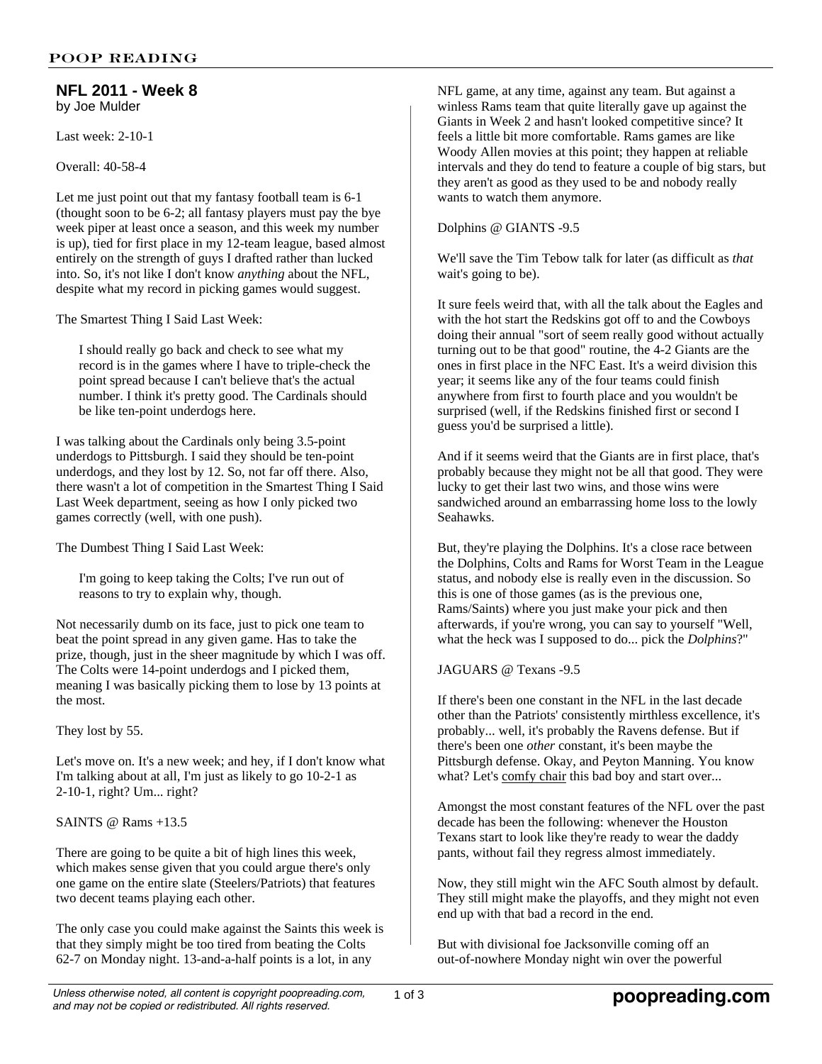## NFL 2011 - Week 8

by Joe Mulder

Last week: 2-10-1

Overall: 40-58-4

Let me just point out that my fantasy football team is 6-1 (thought soon to be 6-2; all fantasy players must pay the bye week piper at least once a season, and this week my number is up), tied for first place in my 12-team league, based almost entirely on the strength of guys I drafted rather than lucked into. So, it's not like I don't know *anything* about the NFL, despite what my record in picking games would suggest.

The Smartest Thing I Said Last Week:

> I should really go back and check to see what my record is in the games where I have to triple-check the point spread because I can't believe that's the actual number. I think it's pretty good. The Cardinals should be like ten-point underdogs here.

I was talking about the Cardinals only being 3.5-point underdogs to Pittsburgh. I said they should be ten-point underdogs, and they lost by 12. So, not far off there. Also, there wasn't a lot of competition in the Smartest Thing I Said Last Week department, seeing as how I only picked two games correctly (well, with one push).

The Dumbest Thing I Said Last Week:

> I'm going to keep taking the Colts; I've run out of reasons to try to explain why, though.

Not necessarily dumb on its face, just to pick one team to beat the point spread in any given game. Has to take the prize, though, just in the sheer magnitude by which I was off. The Colts were 14-point underdogs and I picked them, meaning I was basically picking them to lose by 13 points at the most.

They lost by 55.

Let's move on. It's a new week; and hey, if I don't know what I'm talking about at all, I'm just as likely to go 10-2-1 as 2-10-1, right? Um... right?

SAINTS @ Rams +13.5

There are going to be quite a bit of high lines this week, which makes sense given that you could argue there's only one game on the entire slate (Steelers/Patriots) that features two decent teams playing each other.

The only case you could make against the Saints this week is that they simply might be too tired from beating the Colts 62-7 on Monday night. 13-and-a-half points is a lot, in any NFL game, at any time, against any team. But against a winless Rams team that quite literally gave up against the Giants in Week 2 and hasn't looked competitive since? It feels a little bit more comfortable. Rams games are like Woody Allen movies at this point; they happen at reliable intervals and they do tend to feature a couple of big stars, but they aren't as good as they used to be and nobody really wants to watch them anymore.

Dolphins @ GIANTS -9.5

We'll save the Tim Tebow talk for later (as difficult as *that* wait's going to be).

It sure feels weird that, with all the talk about the Eagles and with the hot start the Redskins got off to and the Cowboys doing their annual "sort of seem really good without actually turning out to be that good" routine, the 4-2 Giants are the ones in first place in the NFC East. It's a weird division this year; it seems like any of the four teams could finish anywhere from first to fourth place and you wouldn't be surprised (well, if the Redskins finished first or second I guess you'd be surprised a little).

And if it seems weird that the Giants are in first place, that's probably because they might not be all that good. They were lucky to get their last two wins, and those wins were sandwiched around an embarrassing home loss to the lowly Seahawks.

But, they're playing the Dolphins. It's a close race between the Dolphins, Colts and Rams for Worst Team in the League status, and nobody else is really even in the discussion. So this is one of those games (as is the previous one, Rams/Saints) where you just make your pick and then afterwards, if you're wrong, you can say to yourself "Well, what the heck was I supposed to do... pick the *Dolphins*?"

JAGUARS @ Texans -9.5

If there's been one constant in the NFL in the last decade other than the Patriots' consistently mirthless excellence, it's probably... well, it's probably the Ravens defense. But if there's been one *other* constant, it's been maybe the Pittsburgh defense. Okay, and Peyton Manning. You know what? Let's comfy chair this bad boy and start over...

Amongst the most constant features of the NFL over the past decade has been the following: whenever the Houston Texans start to look like they're ready to wear the daddy pants, without fail they regress almost immediately.

Now, they still might win the AFC South almost by default. They still might make the playoffs, and they might not even end up with that bad a record in the end.

But with divisional foe Jacksonville coming off an out-of-nowhere Monday night win over the powerful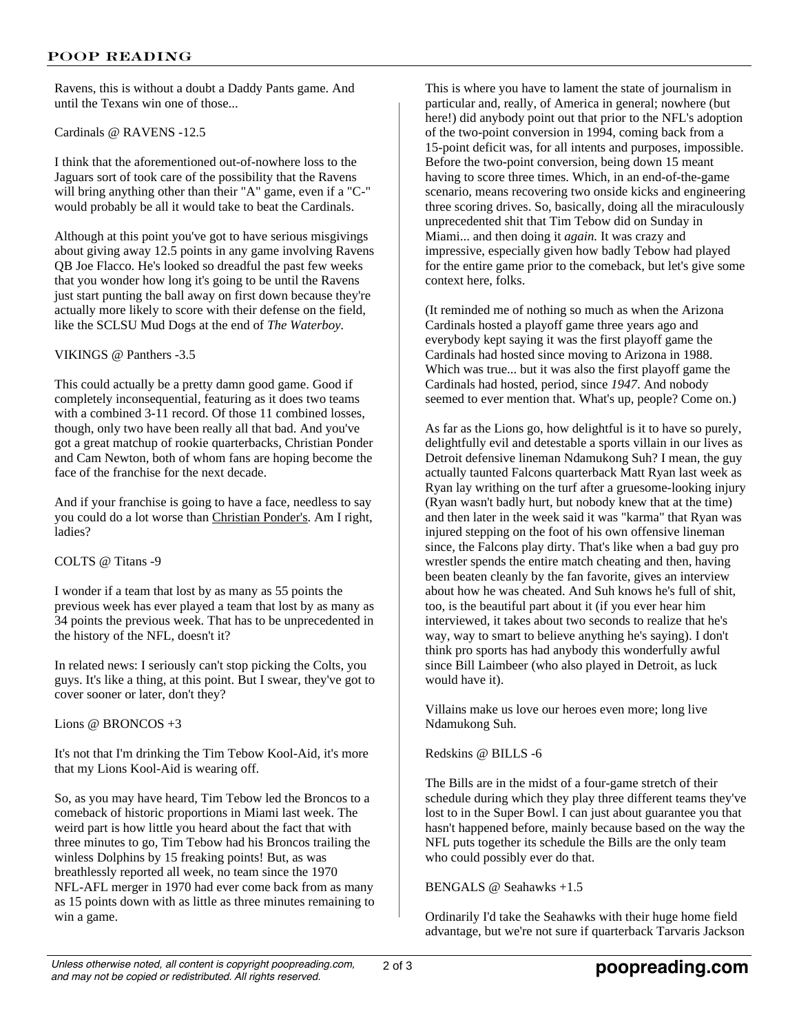Ravens, this is without a doubt a Daddy Pants game. And until the Texans win one of those...

Cardinals @ RAVENS -12.5

I think that the aforementioned out-of-nowhere loss to the Jaguars sort of took care of the possibility that the Ravens will bring anything other than their "A" game, even if a "C-" would probably be all it would take to beat the Cardinals.

Although at this point you've got to have serious misgivings about giving away 12.5 points in any game involving Ravens QB Joe Flacco. He's looked so dreadful the past few weeks that you wonder how long it's going to be until the Ravens just start punting the ball away on first down because they're actually more likely to score with their defense on the field, like the SCLSU Mud Dogs at the end of *The Waterboy*.

VIKINGS @ Panthers -3.5

This could actually be a pretty damn good game. Good if completely inconsequential, featuring as it does two teams with a combined 3-11 record. Of those 11 combined losses, though, only two have been really all that bad. And you've got a great matchup of rookie quarterbacks, Christian Ponder and Cam Newton, both of whom fans are hoping become the face of the franchise for the next decade.

And if your franchise is going to have a face, needless to say you could do a lot worse than Christian Ponder's. Am I right, ladies?

COLTS @ Titans -9

I wonder if a team that lost by as many as 55 points the previous week has ever played a team that lost by as many as 34 points the previous week. That has to be unprecedented in the history of the NFL, doesn't it?

In related news: I seriously can't stop picking the Colts, you guys. It's like a thing, at this point. But I swear, they've got to cover sooner or later, don't they?

Lions @ BRONCOS +3

It's not that I'm drinking the Tim Tebow Kool-Aid, it's more that my Lions Kool-Aid is wearing off.

So, as you may have heard, Tim Tebow led the Broncos to a comeback of historic proportions in Miami last week. The weird part is how little you heard about the fact that with three minutes to go, Tim Tebow had his Broncos trailing the winless Dolphins by 15 freaking points! But, as was breathlessly reported all week, no team since the 1970 NFL-AFL merger in 1970 had ever come back from as many as 15 points down with as little as three minutes remaining to win a game.

This is where you have to lament the state of journalism in particular and, really, of America in general; nowhere (but here!) did anybody point out that prior to the NFL's adoption of the two-point conversion in 1994, coming back from a 15-point deficit was, for all intents and purposes, impossible. Before the two-point conversion, being down 15 meant having to score three times. Which, in an end-of-the-game scenario, means recovering two onside kicks and engineering three scoring drives. So, basically, doing all the miraculously unprecedented shit that Tim Tebow did on Sunday in Miami... and then doing it *again*. It was crazy and impressive, especially given how badly Tebow had played for the entire game prior to the comeback, but let's give some context here, folks.

(It reminded me of nothing so much as when the Arizona Cardinals hosted a playoff game three years ago and everybody kept saying it was the first playoff game the Cardinals had hosted since moving to Arizona in 1988. Which was true... but it was also the first playoff game the Cardinals had hosted, period, since *1947*. And nobody seemed to ever mention that. What's up, people? Come on.)

As far as the Lions go, how delightful is it to have so purely, delightfully evil and detestable a sports villain in our lives as Detroit defensive lineman Ndamukong Suh? I mean, the guy actually taunted Falcons quarterback Matt Ryan last week as Ryan lay writhing on the turf after a gruesome-looking injury (Ryan wasn't badly hurt, but nobody knew that at the time) and then later in the week said it was "karma" that Ryan was injured stepping on the foot of his own offensive lineman since, the Falcons play dirty. That's like when a bad guy pro wrestler spends the entire match cheating and then, having been beaten cleanly by the fan favorite, gives an interview about how he was cheated. And Suh knows he's full of shit, too, is the beautiful part about it (if you ever hear him interviewed, it takes about two seconds to realize that he's way, way to smart to believe anything he's saying). I don't think pro sports has had anybody this wonderfully awful since Bill Laimbeer (who also played in Detroit, as luck would have it).

Villains make us love our heroes even more; long live Ndamukong Suh.

Redskins @ BILLS -6

The Bills are in the midst of a four-game stretch of their schedule during which they play three different teams they've lost to in the Super Bowl. I can just about guarantee you that hasn't happened before, mainly because based on the way the NFL puts together its schedule the Bills are the only team who could possibly ever do that.

BENGALS @ Seahawks +1.5

Ordinarily I'd take the Seahawks with their huge home field advantage, but we're not sure if quarterback Tarvaris Jackson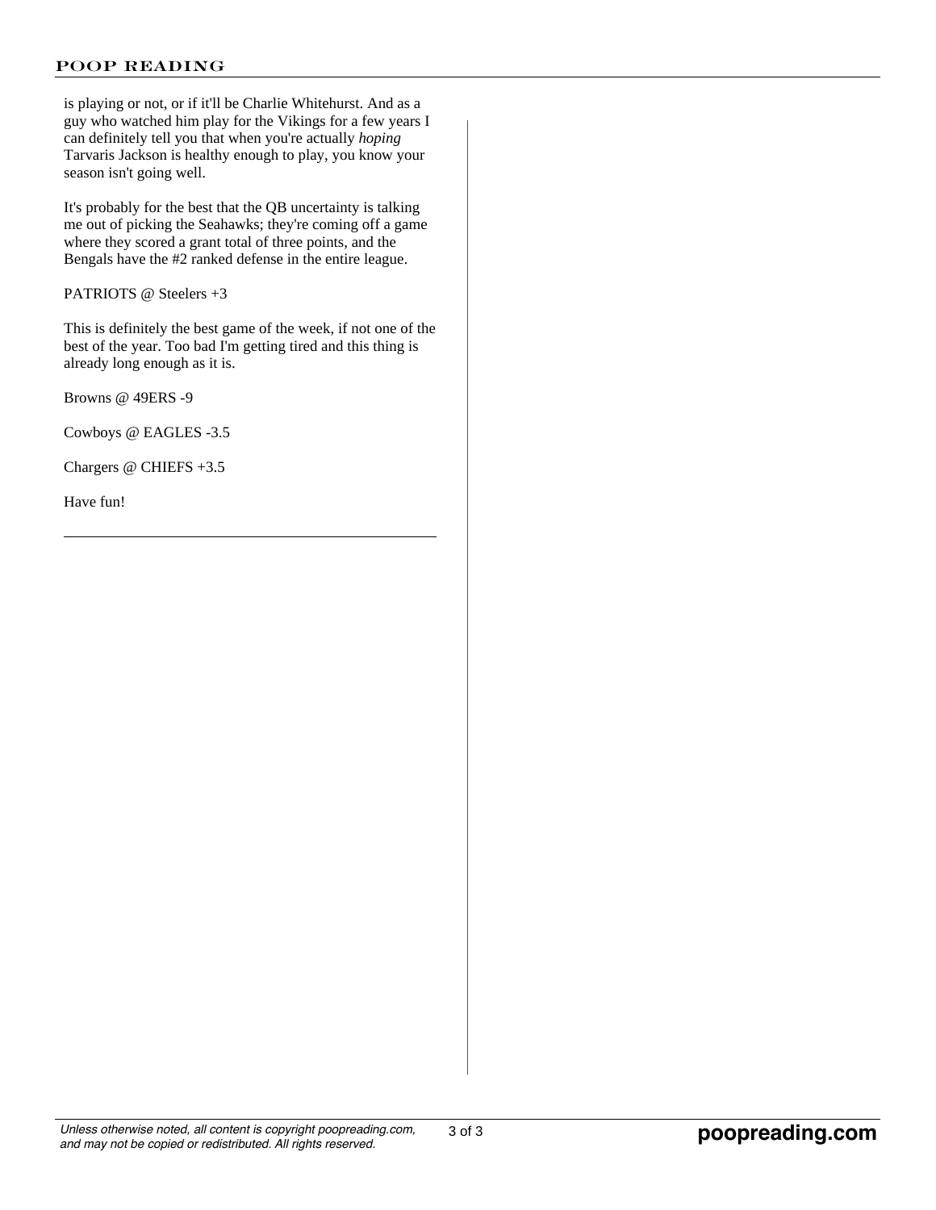is playing or not, or if it'll be Charlie Whitehurst. And as a guy who watched him play for the Vikings for a few years I can definitely tell you that when you're actually *hoping* Tarvaris Jackson is healthy enough to play, you know your season isn't going well.

It's probably for the best that the QB uncertainty is talking me out of picking the Seahawks; they're coming off a game where they scored a grant total of three points, and the Bengals have the #2 ranked defense in the entire league.

PATRIOTS @ Steelers +3

This is definitely the best game of the week, if not one of the best of the year. Too bad I'm getting tired and this thing is already long enough as it is.

Browns @ 49ERS -9

Cowboys @ EAGLES -3.5

Chargers @ CHIEFS +3.5

Have fun!

---